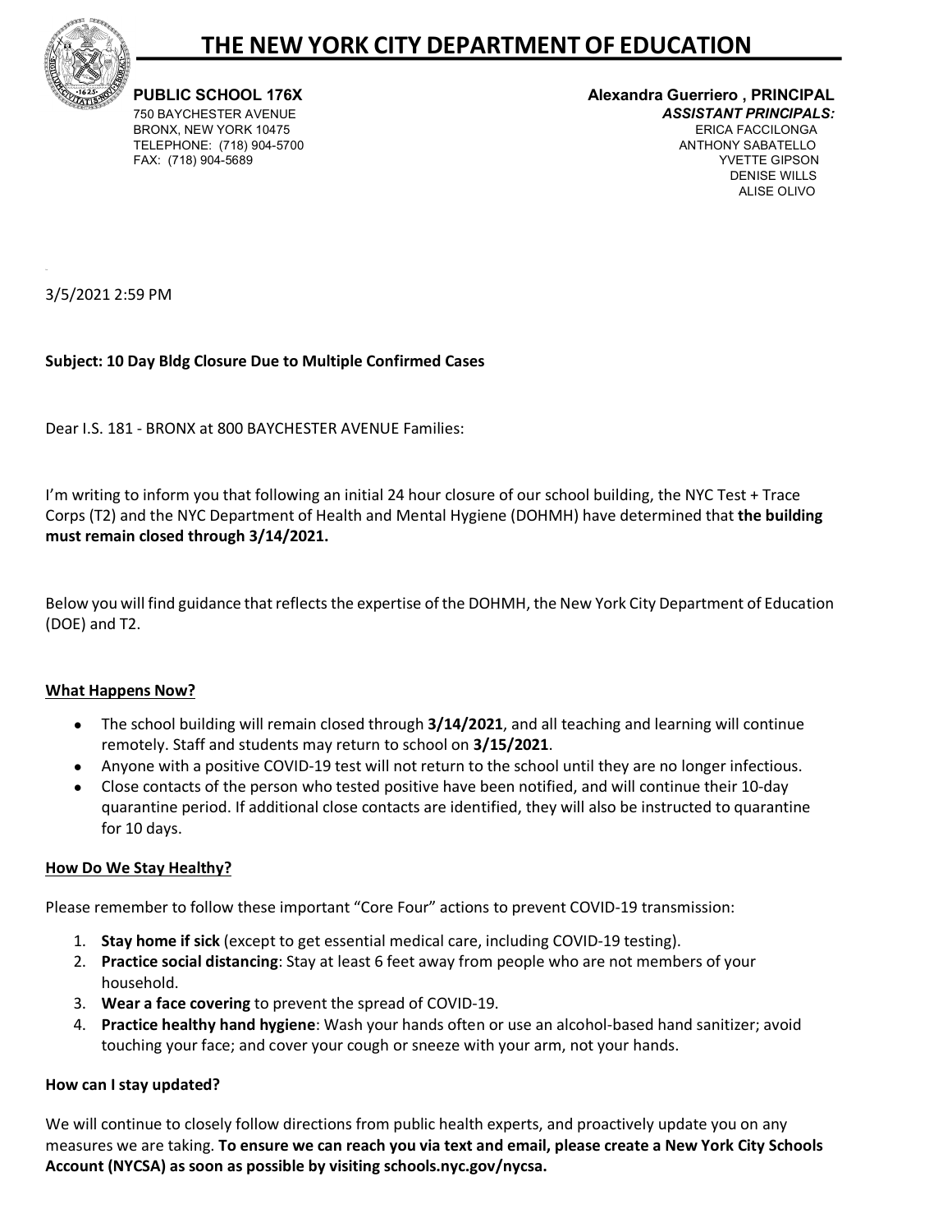# THE NEW YORK CITY DEPARTMENT OF EDUCATION

**PUBLIC SCHOOL 176X**
750 BAYCHESTER AVENUE
BRONX, NEW YORK 10475
TELEPHONE: (718) 904-5700
FAX: (718) 904-5689

**Alexandra Guerriero , PRINCIPAL**
***ASSISTANT PRINCIPALS:***
ERICA FACCILONGA
ANTHONY SABATELLO
YVETTE GIPSON
DENISE WILLS
ALISE OLIVO

3/5/2021 2:59 PM

**Subject: 10 Day Bldg Closure Due to Multiple Confirmed Cases**

Dear I.S. 181 - BRONX at 800 BAYCHESTER AVENUE Families:

I'm writing to inform you that following an initial 24 hour closure of our school building, the NYC Test + Trace Corps (T2) and the NYC Department of Health and Mental Hygiene (DOHMH) have determined that **the building must remain closed through 3/14/2021.**

Below you will find guidance that reflects the expertise of the DOHMH, the New York City Department of Education (DOE) and T2.

**<u>What Happens Now?</u>**

- The school building will remain closed through **3/14/2021**, and all teaching and learning will continue remotely. Staff and students may return to school on **3/15/2021**.
- Anyone with a positive COVID-19 test will not return to the school until they are no longer infectious.
- Close contacts of the person who tested positive have been notified, and will continue their 10-day quarantine period. If additional close contacts are identified, they will also be instructed to quarantine for 10 days.

**<u>How Do We Stay Healthy?</u>**

Please remember to follow these important "Core Four" actions to prevent COVID-19 transmission:

1. **Stay home if sick** (except to get essential medical care, including COVID-19 testing).
2. **Practice social distancing**: Stay at least 6 feet away from people who are not members of your household.
3. **Wear a face covering** to prevent the spread of COVID-19.
4. **Practice healthy hand hygiene**: Wash your hands often or use an alcohol-based hand sanitizer; avoid touching your face; and cover your cough or sneeze with your arm, not your hands.

**How can I stay updated?**

We will continue to closely follow directions from public health experts, and proactively update you on any measures we are taking. **To ensure we can reach you via text and email, please create a New York City Schools Account (NYCSA) as soon as possible by visiting schools.nyc.gov/nycsa.**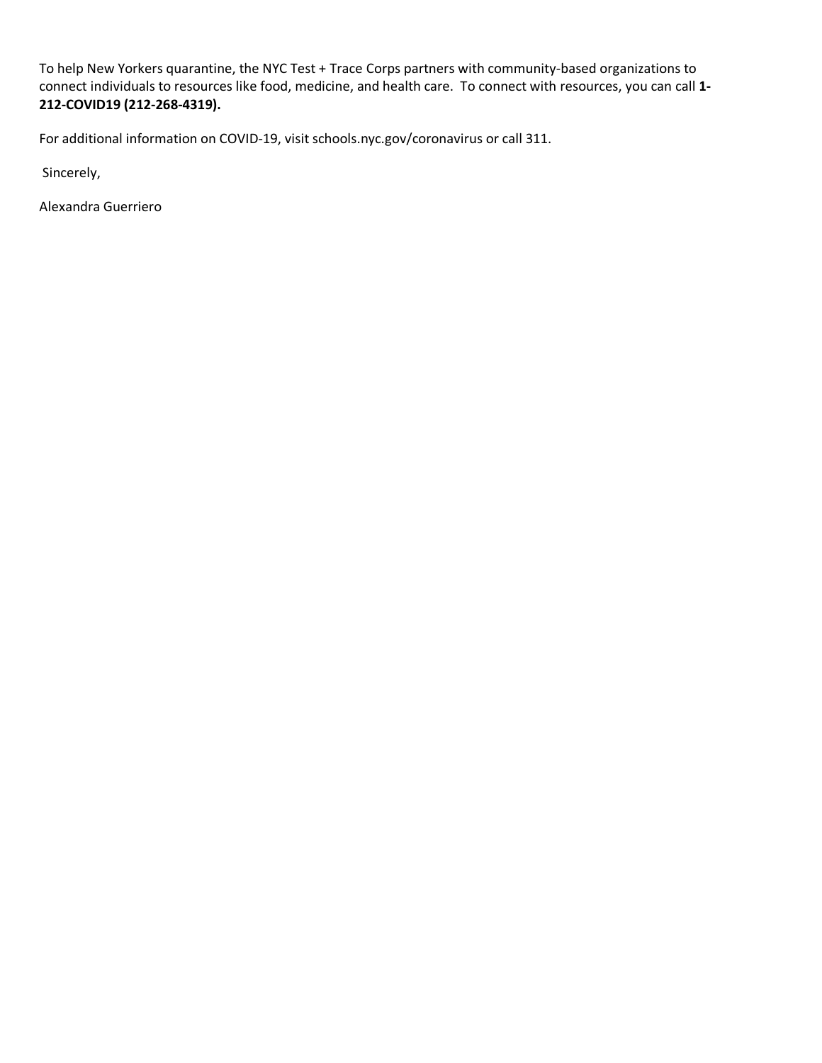To help New Yorkers quarantine, the NYC Test + Trace Corps partners with community-based organizations to connect individuals to resources like food, medicine, and health care. To connect with resources, you can call **1-212-COVID19 (212-268-4319).**

For additional information on COVID-19, visit schools.nyc.gov/coronavirus or call 311.

Sincerely,

Alexandra Guerriero